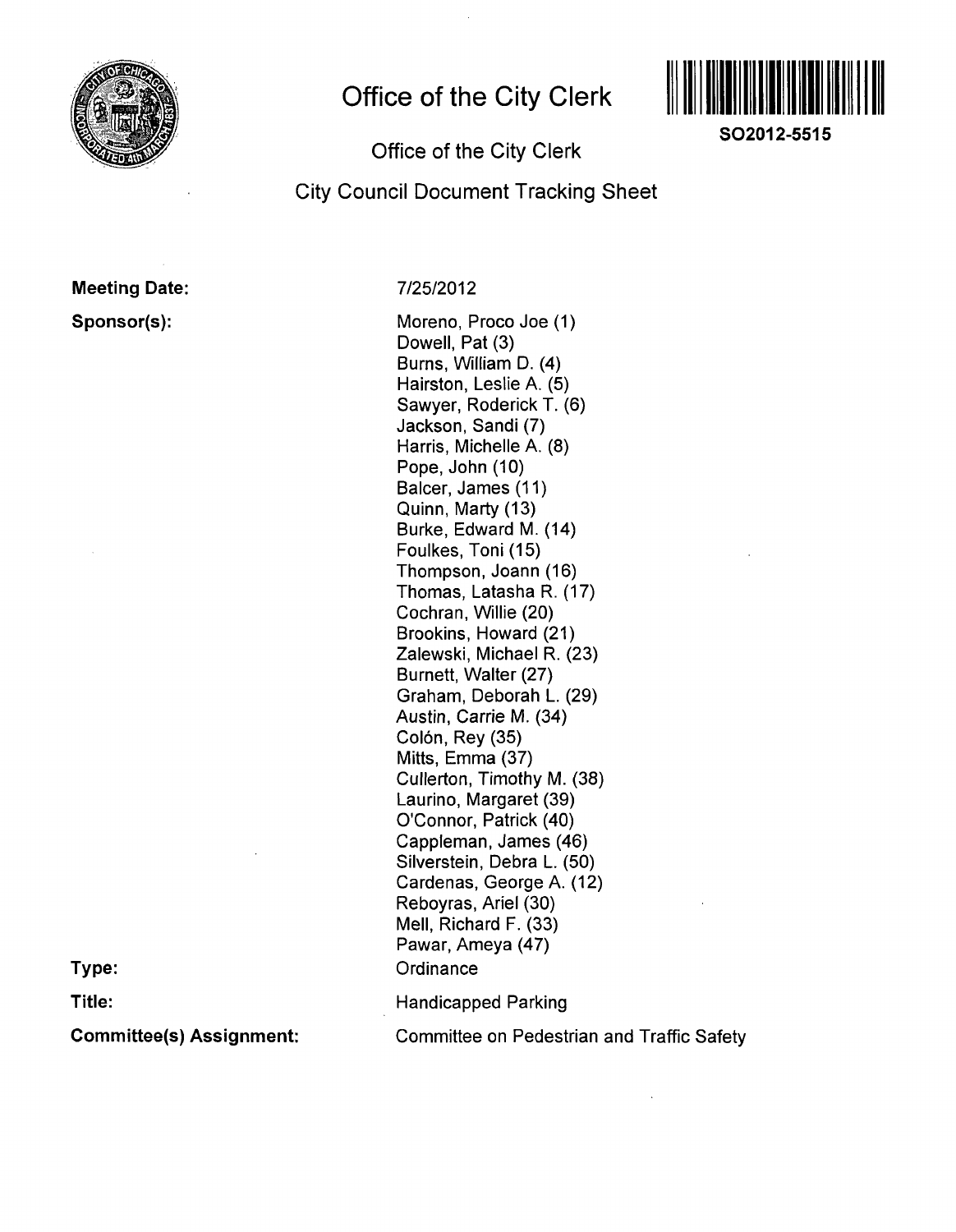# Office of the City Clerk

SO2012-5515

## Office of the City Clerk

## City Council Document Tracking Sheet

**Meeting Date:** 7/25/2012

**Sponsor(s):**

Moreno, Proco Joe (1)
Dowell, Pat (3)
Burns, William D. (4)
Hairston, Leslie A. (5)
Sawyer, Roderick T. (6)
Jackson, Sandi (7)
Harris, Michelle A. (8)
Pope, John (10)
Balcer, James (11)
Quinn, Marty (13)
Burke, Edward M. (14)
Foulkes, Toni (15)
Thompson, Joann (16)
Thomas, Latasha R. (17)
Cochran, Willie (20)
Brookins, Howard (21)
Zalewski, Michael R. (23)
Burnett, Walter (27)
Graham, Deborah L. (29)
Austin, Carrie M. (34)
Colón, Rey (35)
Mitts, Emma (37)
Cullerton, Timothy M. (38)
Laurino, Margaret (39)
O'Connor, Patrick (40)
Cappleman, James (46)
Silverstein, Debra L. (50)
Cardenas, George A. (12)
Reboyras, Ariel (30)
Mell, Richard F. (33)
Pawar, Ameya (47)

**Type:** Ordinance

**Title:** Handicapped Parking

**Committee(s) Assignment:** Committee on Pedestrian and Traffic Safety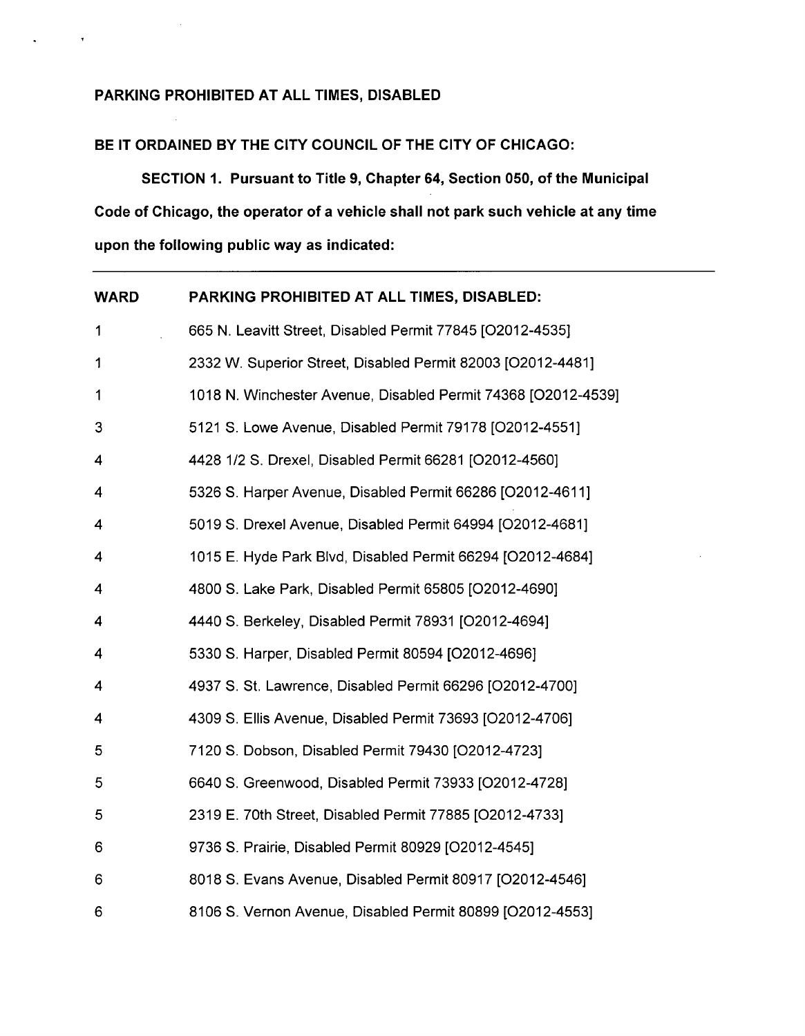**PARKING PROHIBITED AT ALL TIMES, DISABLED**

**BE IT ORDAINED BY THE CITY COUNCIL OF THE CITY OF CHICAGO:**

**SECTION 1. Pursuant to Title 9, Chapter 64, Section 050, of the Municipal Code of Chicago, the operator of a vehicle shall not park such vehicle at any time upon the following public way as indicated:**

| WARD | PARKING PROHIBITED AT ALL TIMES, DISABLED: |
|---|---|
| 1 | 665 N. Leavitt Street, Disabled Permit 77845 [O2012-4535] |
| 1 | 2332 W. Superior Street, Disabled Permit 82003 [O2012-4481] |
| 1 | 1018 N. Winchester Avenue, Disabled Permit 74368 [O2012-4539] |
| 3 | 5121 S. Lowe Avenue, Disabled Permit 79178 [O2012-4551] |
| 4 | 4428 1/2 S. Drexel, Disabled Permit 66281 [O2012-4560] |
| 4 | 5326 S. Harper Avenue, Disabled Permit 66286 [O2012-4611] |
| 4 | 5019 S. Drexel Avenue, Disabled Permit 64994 [O2012-4681] |
| 4 | 1015 E. Hyde Park Blvd, Disabled Permit 66294 [O2012-4684] |
| 4 | 4800 S. Lake Park, Disabled Permit 65805 [O2012-4690] |
| 4 | 4440 S. Berkeley, Disabled Permit 78931 [O2012-4694] |
| 4 | 5330 S. Harper, Disabled Permit 80594 [O2012-4696] |
| 4 | 4937 S. St. Lawrence, Disabled Permit 66296 [O2012-4700] |
| 4 | 4309 S. Ellis Avenue, Disabled Permit 73693 [O2012-4706] |
| 5 | 7120 S. Dobson, Disabled Permit 79430 [O2012-4723] |
| 5 | 6640 S. Greenwood, Disabled Permit 73933 [O2012-4728] |
| 5 | 2319 E. 70th Street, Disabled Permit 77885 [O2012-4733] |
| 6 | 9736 S. Prairie, Disabled Permit 80929 [O2012-4545] |
| 6 | 8018 S. Evans Avenue, Disabled Permit 80917 [O2012-4546] |
| 6 | 8106 S. Vernon Avenue, Disabled Permit 80899 [O2012-4553] |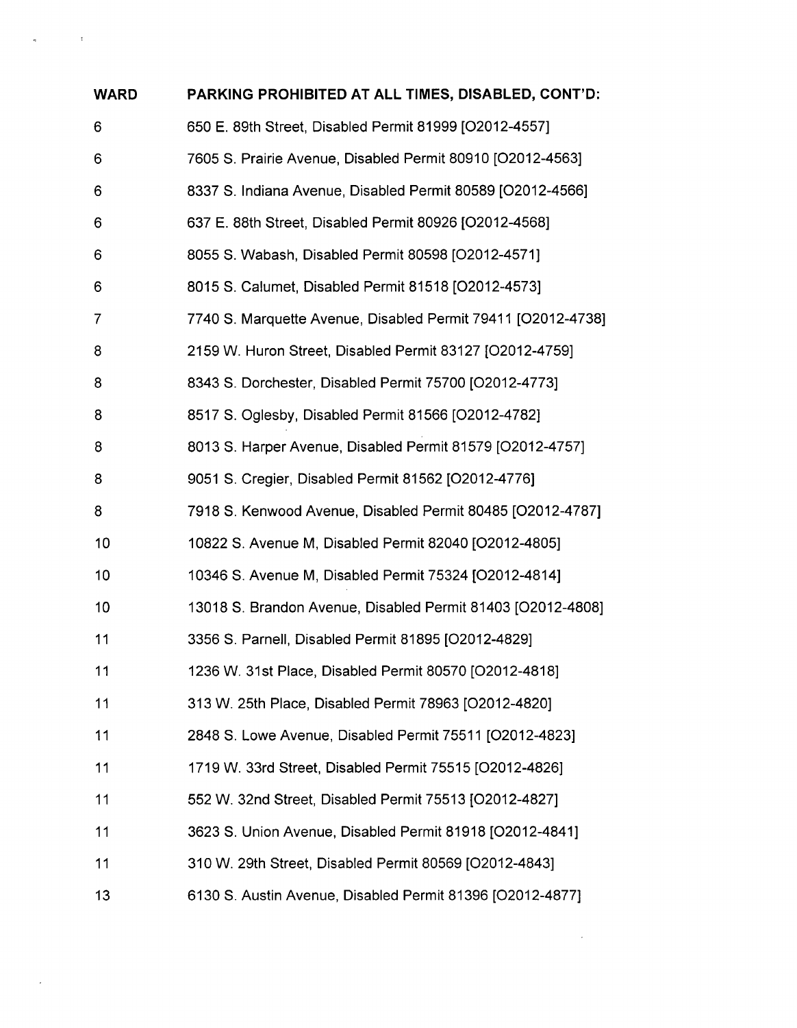| WARD | PARKING PROHIBITED AT ALL TIMES, DISABLED, CONT'D: |
|---|---|
| 6 | 650 E. 89th Street, Disabled Permit 81999 [O2012-4557] |
| 6 | 7605 S. Prairie Avenue, Disabled Permit 80910 [O2012-4563] |
| 6 | 8337 S. Indiana Avenue, Disabled Permit 80589 [O2012-4566] |
| 6 | 637 E. 88th Street, Disabled Permit 80926 [O2012-4568] |
| 6 | 8055 S. Wabash, Disabled Permit 80598 [O2012-4571] |
| 6 | 8015 S. Calumet, Disabled Permit 81518 [O2012-4573] |
| 7 | 7740 S. Marquette Avenue, Disabled Permit 79411 [O2012-4738] |
| 8 | 2159 W. Huron Street, Disabled Permit 83127 [O2012-4759] |
| 8 | 8343 S. Dorchester, Disabled Permit 75700 [O2012-4773] |
| 8 | 8517 S. Oglesby, Disabled Permit 81566 [O2012-4782] |
| 8 | 8013 S. Harper Avenue, Disabled Permit 81579 [O2012-4757] |
| 8 | 9051 S. Cregier, Disabled Permit 81562 [O2012-4776] |
| 8 | 7918 S. Kenwood Avenue, Disabled Permit 80485 [O2012-4787] |
| 10 | 10822 S. Avenue M, Disabled Permit 82040 [O2012-4805] |
| 10 | 10346 S. Avenue M, Disabled Permit 75324 [O2012-4814] |
| 10 | 13018 S. Brandon Avenue, Disabled Permit 81403 [O2012-4808] |
| 11 | 3356 S. Parnell, Disabled Permit 81895 [O2012-4829] |
| 11 | 1236 W. 31st Place, Disabled Permit 80570 [O2012-4818] |
| 11 | 313 W. 25th Place, Disabled Permit 78963 [O2012-4820] |
| 11 | 2848 S. Lowe Avenue, Disabled Permit 75511 [O2012-4823] |
| 11 | 1719 W. 33rd Street, Disabled Permit 75515 [O2012-4826] |
| 11 | 552 W. 32nd Street, Disabled Permit 75513 [O2012-4827] |
| 11 | 3623 S. Union Avenue, Disabled Permit 81918 [O2012-4841] |
| 11 | 310 W. 29th Street, Disabled Permit 80569 [O2012-4843] |
| 13 | 6130 S. Austin Avenue, Disabled Permit 81396 [O2012-4877] |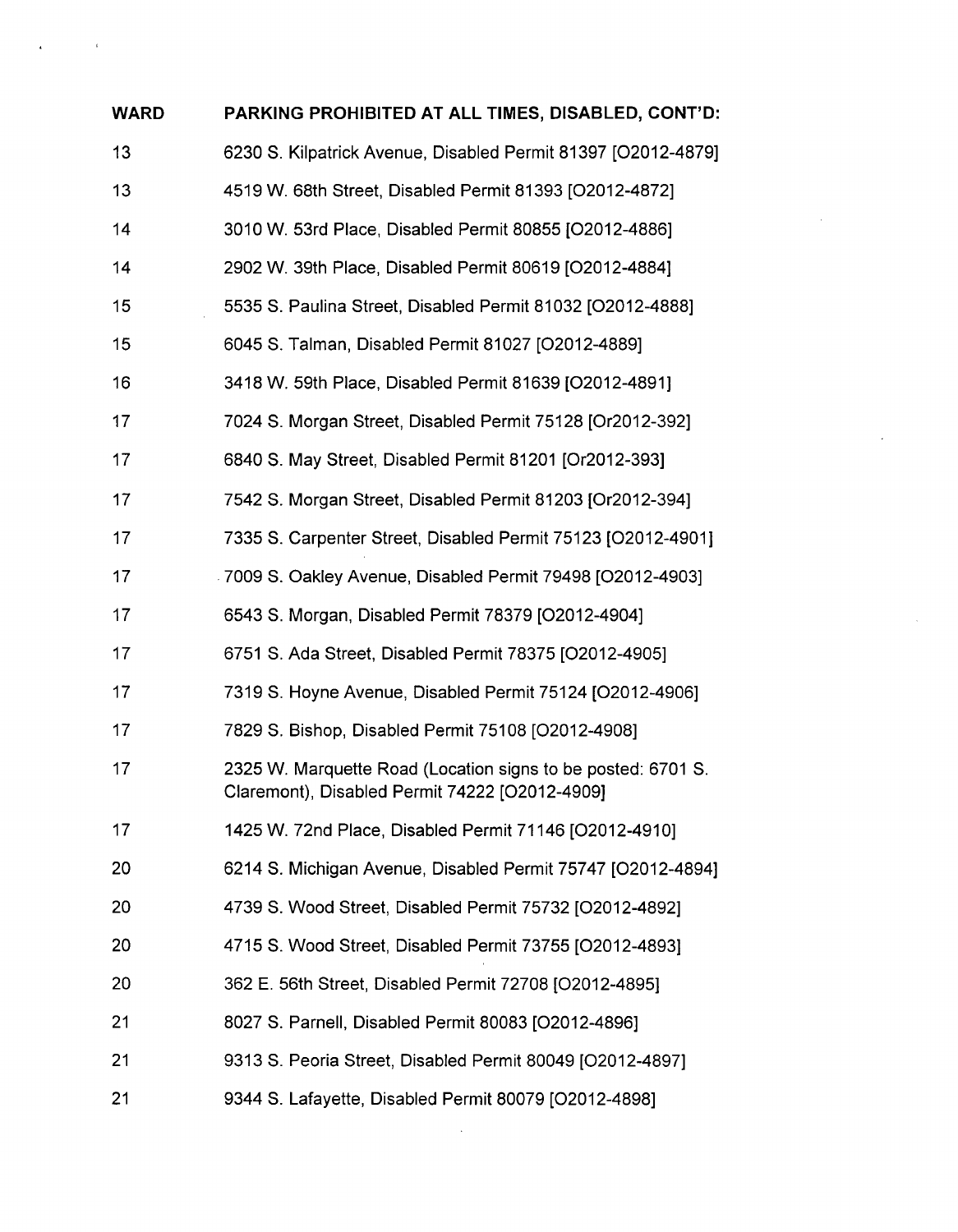| WARD | PARKING PROHIBITED AT ALL TIMES, DISABLED, CONT'D: |
| --- | --- |
| 13 | 6230 S. Kilpatrick Avenue, Disabled Permit 81397 [O2012-4879] |
| 13 | 4519 W. 68th Street, Disabled Permit 81393 [O2012-4872] |
| 14 | 3010 W. 53rd Place, Disabled Permit 80855 [O2012-4886] |
| 14 | 2902 W. 39th Place, Disabled Permit 80619 [O2012-4884] |
| 15 | 5535 S. Paulina Street, Disabled Permit 81032 [O2012-4888] |
| 15 | 6045 S. Talman, Disabled Permit 81027 [O2012-4889] |
| 16 | 3418 W. 59th Place, Disabled Permit 81639 [O2012-4891] |
| 17 | 7024 S. Morgan Street, Disabled Permit 75128 [Or2012-392] |
| 17 | 6840 S. May Street, Disabled Permit 81201 [Or2012-393] |
| 17 | 7542 S. Morgan Street, Disabled Permit 81203 [Or2012-394] |
| 17 | 7335 S. Carpenter Street, Disabled Permit 75123 [O2012-4901] |
| 17 | 7009 S. Oakley Avenue, Disabled Permit 79498 [O2012-4903] |
| 17 | 6543 S. Morgan, Disabled Permit 78379 [O2012-4904] |
| 17 | 6751 S. Ada Street, Disabled Permit 78375 [O2012-4905] |
| 17 | 7319 S. Hoyne Avenue, Disabled Permit 75124 [O2012-4906] |
| 17 | 7829 S. Bishop, Disabled Permit 75108 [O2012-4908] |
| 17 | 2325 W. Marquette Road (Location signs to be posted: 6701 S. Claremont), Disabled Permit 74222 [O2012-4909] |
| 17 | 1425 W. 72nd Place, Disabled Permit 71146 [O2012-4910] |
| 20 | 6214 S. Michigan Avenue, Disabled Permit 75747 [O2012-4894] |
| 20 | 4739 S. Wood Street, Disabled Permit 75732 [O2012-4892] |
| 20 | 4715 S. Wood Street, Disabled Permit 73755 [O2012-4893] |
| 20 | 362 E. 56th Street, Disabled Permit 72708 [O2012-4895] |
| 21 | 8027 S. Parnell, Disabled Permit 80083 [O2012-4896] |
| 21 | 9313 S. Peoria Street, Disabled Permit 80049 [O2012-4897] |
| 21 | 9344 S. Lafayette, Disabled Permit 80079 [O2012-4898] |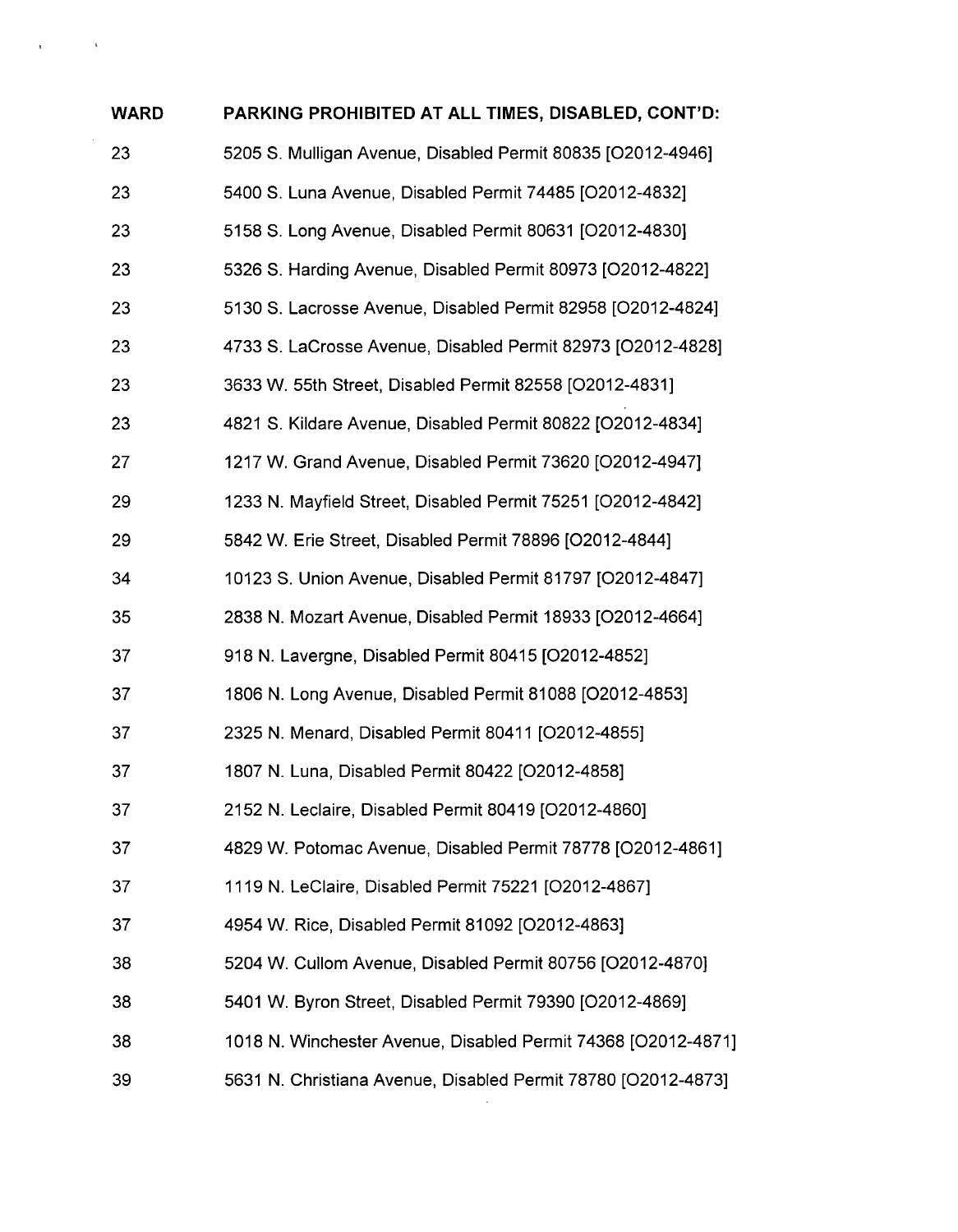| WARD | PARKING PROHIBITED AT ALL TIMES, DISABLED, CONT'D: |
|---|---|
| 23 | 5205 S. Mulligan Avenue, Disabled Permit 80835 [O2012-4946] |
| 23 | 5400 S. Luna Avenue, Disabled Permit 74485 [O2012-4832] |
| 23 | 5158 S. Long Avenue, Disabled Permit 80631 [O2012-4830] |
| 23 | 5326 S. Harding Avenue, Disabled Permit 80973 [O2012-4822] |
| 23 | 5130 S. Lacrosse Avenue, Disabled Permit 82958 [O2012-4824] |
| 23 | 4733 S. LaCrosse Avenue, Disabled Permit 82973 [O2012-4828] |
| 23 | 3633 W. 55th Street, Disabled Permit 82558 [O2012-4831] |
| 23 | 4821 S. Kildare Avenue, Disabled Permit 80822 [O2012-4834] |
| 27 | 1217 W. Grand Avenue, Disabled Permit 73620 [O2012-4947] |
| 29 | 1233 N. Mayfield Street, Disabled Permit 75251 [O2012-4842] |
| 29 | 5842 W. Erie Street, Disabled Permit 78896 [O2012-4844] |
| 34 | 10123 S. Union Avenue, Disabled Permit 81797 [O2012-4847] |
| 35 | 2838 N. Mozart Avenue, Disabled Permit 18933 [O2012-4664] |
| 37 | 918 N. Lavergne, Disabled Permit 80415 [O2012-4852] |
| 37 | 1806 N. Long Avenue, Disabled Permit 81088 [O2012-4853] |
| 37 | 2325 N. Menard, Disabled Permit 80411 [O2012-4855] |
| 37 | 1807 N. Luna, Disabled Permit 80422 [O2012-4858] |
| 37 | 2152 N. Leclaire, Disabled Permit 80419 [O2012-4860] |
| 37 | 4829 W. Potomac Avenue, Disabled Permit 78778 [O2012-4861] |
| 37 | 1119 N. LeClaire, Disabled Permit 75221 [O2012-4867] |
| 37 | 4954 W. Rice, Disabled Permit 81092 [O2012-4863] |
| 38 | 5204 W. Cullom Avenue, Disabled Permit 80756 [O2012-4870] |
| 38 | 5401 W. Byron Street, Disabled Permit 79390 [O2012-4869] |
| 38 | 1018 N. Winchester Avenue, Disabled Permit 74368 [O2012-4871] |
| 39 | 5631 N. Christiana Avenue, Disabled Permit 78780 [O2012-4873] |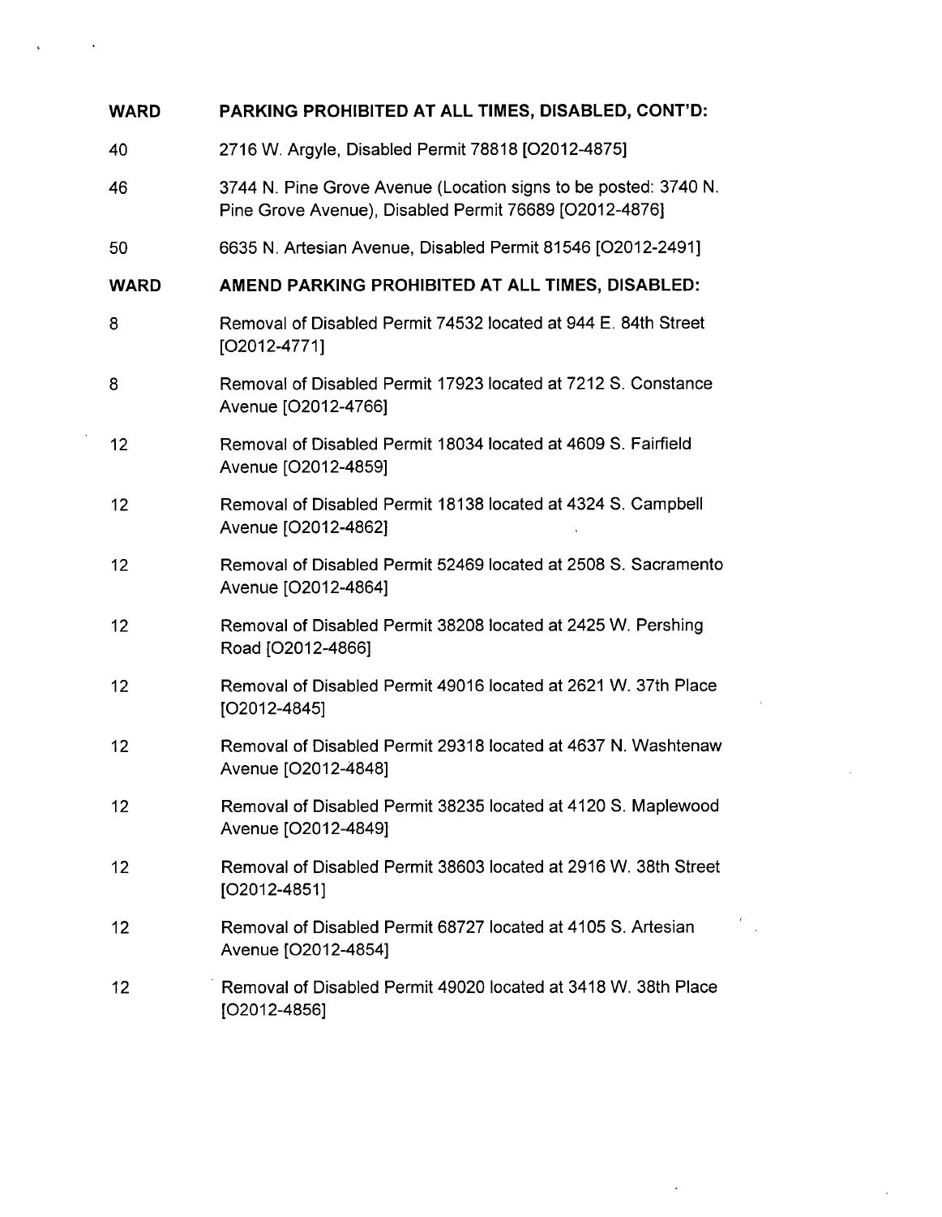| WARD | PARKING PROHIBITED AT ALL TIMES, DISABLED, CONT'D: |
|---|---|
| 40 | 2716 W. Argyle, Disabled Permit 78818 [O2012-4875] |
| 46 | 3744 N. Pine Grove Avenue (Location signs to be posted: 3740 N. Pine Grove Avenue), Disabled Permit 76689 [O2012-4876] |
| 50 | 6635 N. Artesian Avenue, Disabled Permit 81546 [O2012-2491] |

| WARD | AMEND PARKING PROHIBITED AT ALL TIMES, DISABLED: |
|---|---|
| 8 | Removal of Disabled Permit 74532 located at 944 E. 84th Street [O2012-4771] |
| 8 | Removal of Disabled Permit 17923 located at 7212 S. Constance Avenue [O2012-4766] |
| 12 | Removal of Disabled Permit 18034 located at 4609 S. Fairfield Avenue [O2012-4859] |
| 12 | Removal of Disabled Permit 18138 located at 4324 S. Campbell Avenue [O2012-4862] |
| 12 | Removal of Disabled Permit 52469 located at 2508 S. Sacramento Avenue [O2012-4864] |
| 12 | Removal of Disabled Permit 38208 located at 2425 W. Pershing Road [O2012-4866] |
| 12 | Removal of Disabled Permit 49016 located at 2621 W. 37th Place [O2012-4845] |
| 12 | Removal of Disabled Permit 29318 located at 4637 N. Washtenaw Avenue [O2012-4848] |
| 12 | Removal of Disabled Permit 38235 located at 4120 S. Maplewood Avenue [O2012-4849] |
| 12 | Removal of Disabled Permit 38603 located at 2916 W. 38th Street [O2012-4851] |
| 12 | Removal of Disabled Permit 68727 located at 4105 S. Artesian Avenue [O2012-4854] |
| 12 | Removal of Disabled Permit 49020 located at 3418 W. 38th Place [O2012-4856] |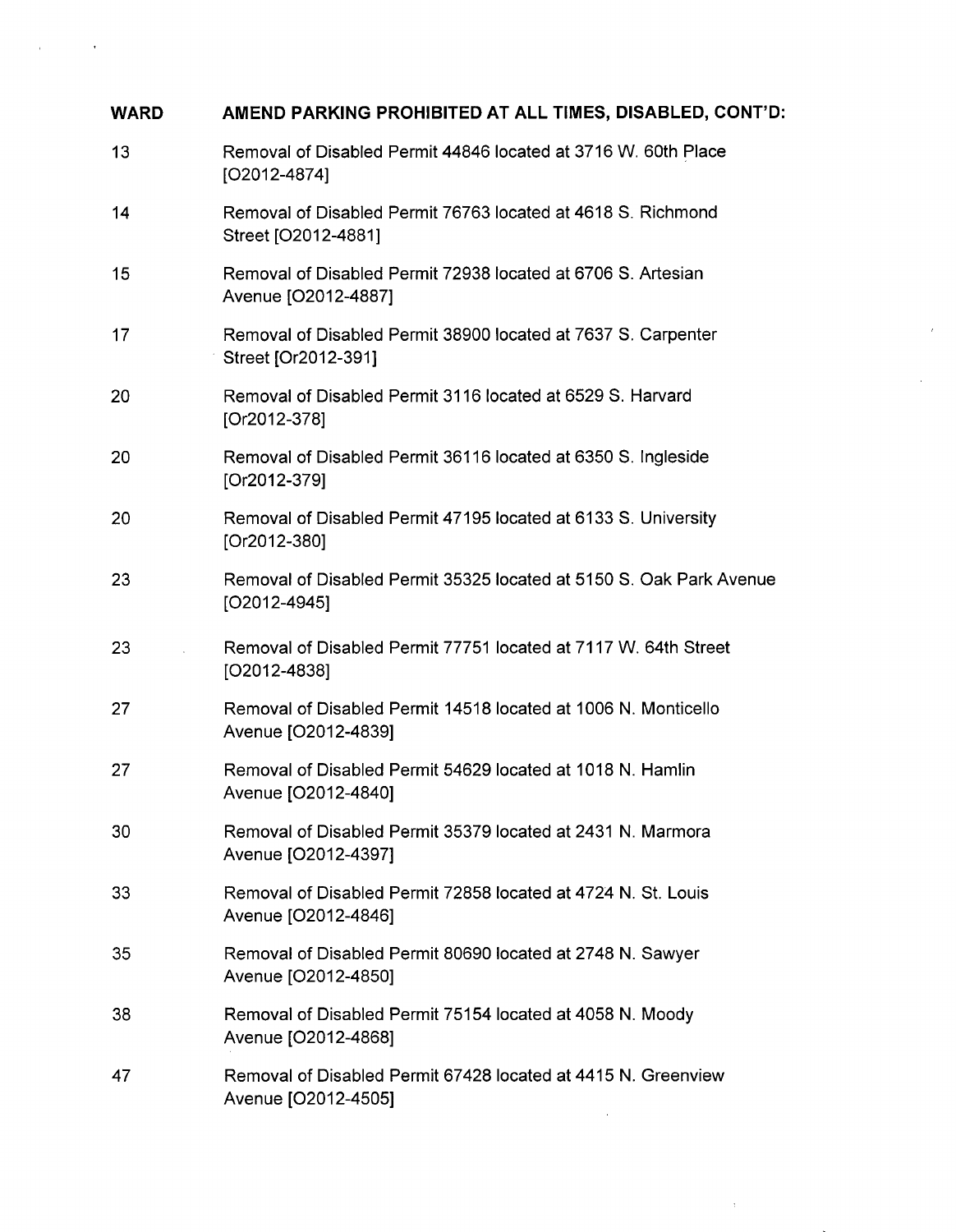| WARD | AMEND PARKING PROHIBITED AT ALL TIMES, DISABLED, CONT'D: |
|---|---|
| 13 | Removal of Disabled Permit 44846 located at 3716 W. 60th Place [O2012-4874] |
| 14 | Removal of Disabled Permit 76763 located at 4618 S. Richmond Street [O2012-4881] |
| 15 | Removal of Disabled Permit 72938 located at 6706 S. Artesian Avenue [O2012-4887] |
| 17 | Removal of Disabled Permit 38900 located at 7637 S. Carpenter Street [Or2012-391] |
| 20 | Removal of Disabled Permit 3116 located at 6529 S. Harvard [Or2012-378] |
| 20 | Removal of Disabled Permit 36116 located at 6350 S. Ingleside [Or2012-379] |
| 20 | Removal of Disabled Permit 47195 located at 6133 S. University [Or2012-380] |
| 23 | Removal of Disabled Permit 35325 located at 5150 S. Oak Park Avenue [O2012-4945] |
| 23 | Removal of Disabled Permit 77751 located at 7117 W. 64th Street [O2012-4838] |
| 27 | Removal of Disabled Permit 14518 located at 1006 N. Monticello Avenue [O2012-4839] |
| 27 | Removal of Disabled Permit 54629 located at 1018 N. Hamlin Avenue [O2012-4840] |
| 30 | Removal of Disabled Permit 35379 located at 2431 N. Marmora Avenue [O2012-4397] |
| 33 | Removal of Disabled Permit 72858 located at 4724 N. St. Louis Avenue [O2012-4846] |
| 35 | Removal of Disabled Permit 80690 located at 2748 N. Sawyer Avenue [O2012-4850] |
| 38 | Removal of Disabled Permit 75154 located at 4058 N. Moody Avenue [O2012-4868] |
| 47 | Removal of Disabled Permit 67428 located at 4415 N. Greenview Avenue [O2012-4505] |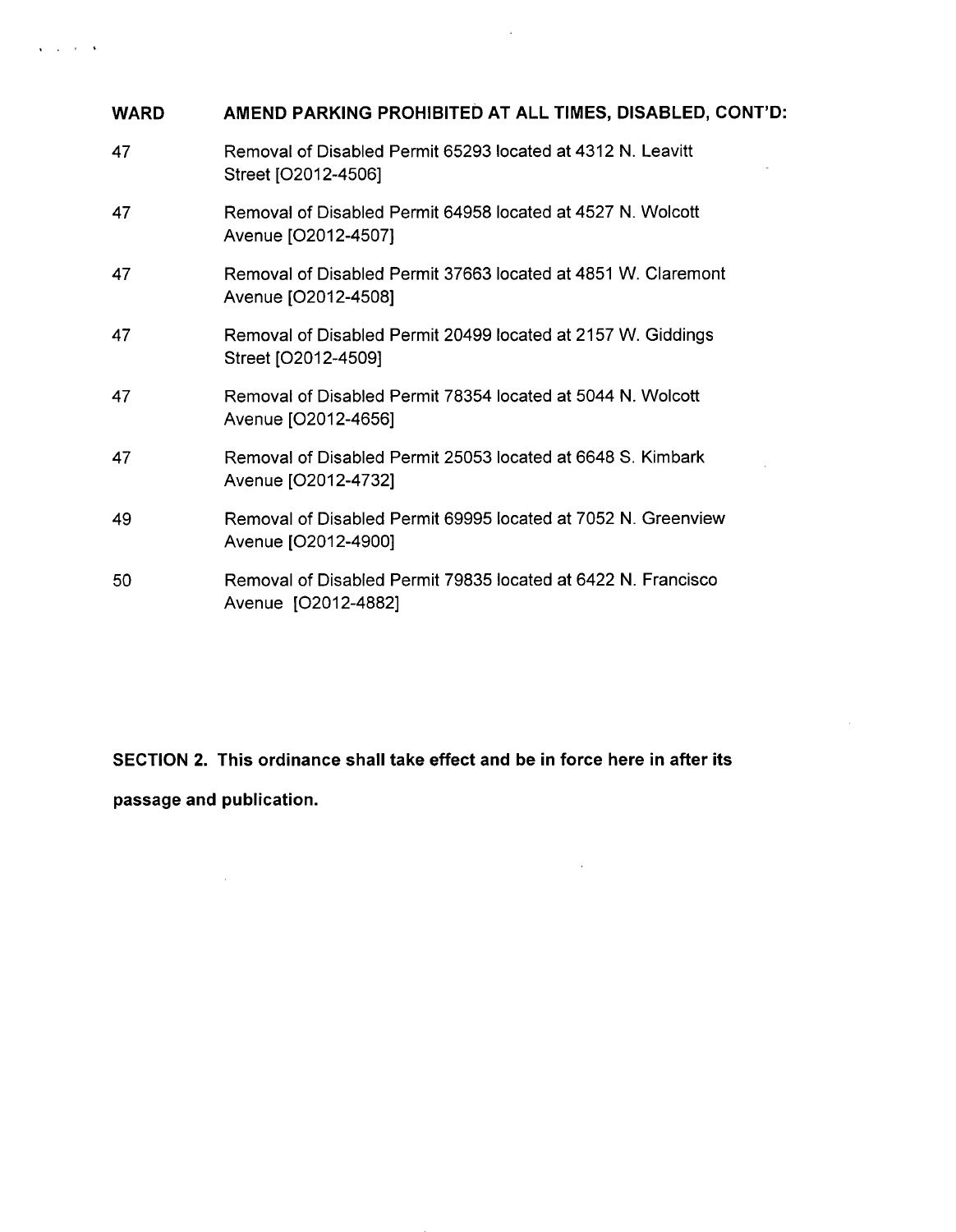| WARD | AMEND PARKING PROHIBITED AT ALL TIMES, DISABLED, CONT'D: |
|---|---|
| 47 | Removal of Disabled Permit 65293 located at 4312 N. Leavitt Street [O2012-4506] |
| 47 | Removal of Disabled Permit 64958 located at 4527 N. Wolcott Avenue [O2012-4507] |
| 47 | Removal of Disabled Permit 37663 located at 4851 W. Claremont Avenue [O2012-4508] |
| 47 | Removal of Disabled Permit 20499 located at 2157 W. Giddings Street [O2012-4509] |
| 47 | Removal of Disabled Permit 78354 located at 5044 N. Wolcott Avenue [O2012-4656] |
| 47 | Removal of Disabled Permit 25053 located at 6648 S. Kimbark Avenue [O2012-4732] |
| 49 | Removal of Disabled Permit 69995 located at 7052 N. Greenview Avenue [O2012-4900] |
| 50 | Removal of Disabled Permit 79835 located at 6422 N. Francisco Avenue [O2012-4882] |

**SECTION 2. This ordinance shall take effect and be in force here in after its passage and publication.**